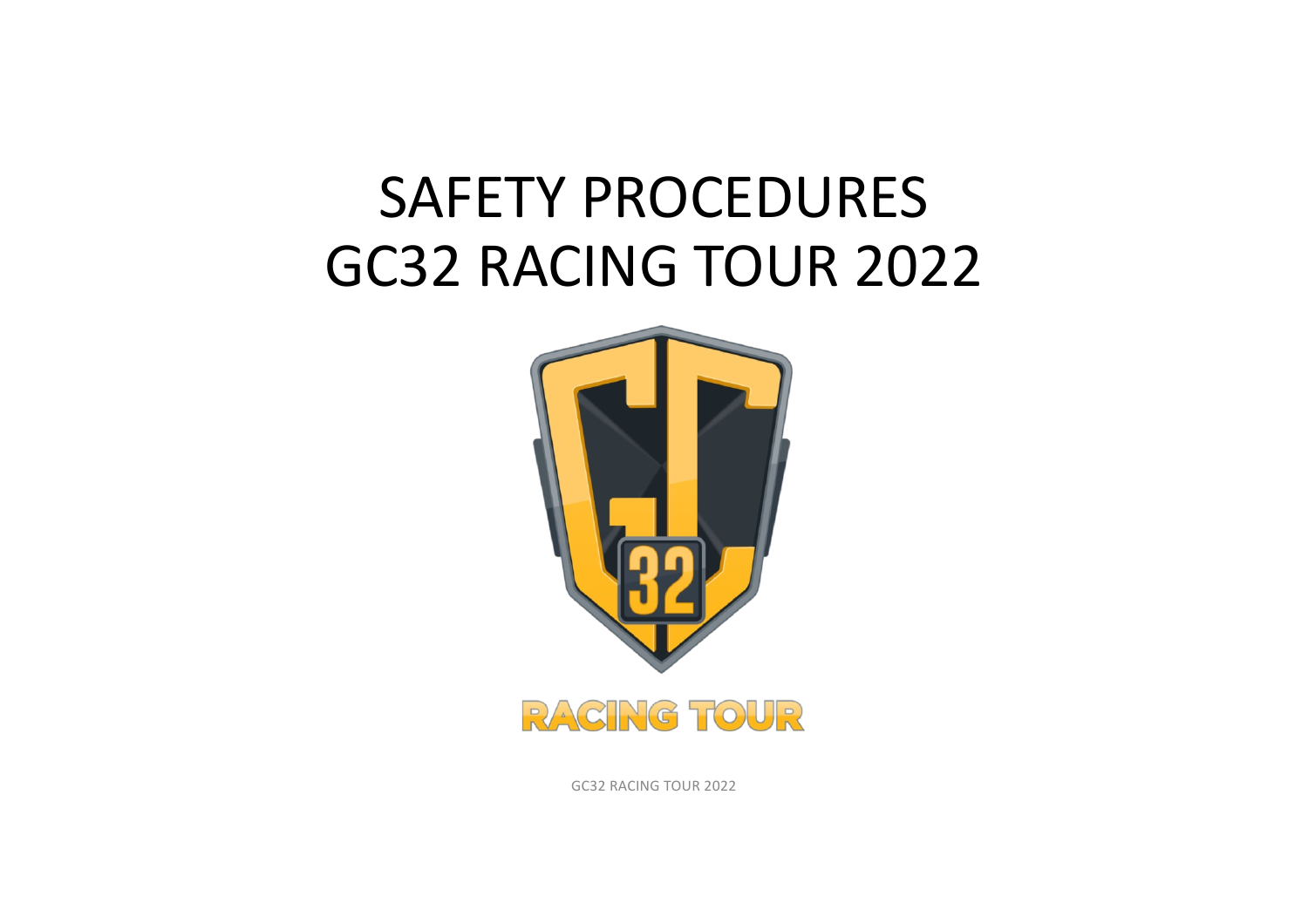# SAFETY PROCEDURES
# GC32 RACING TOUR 2022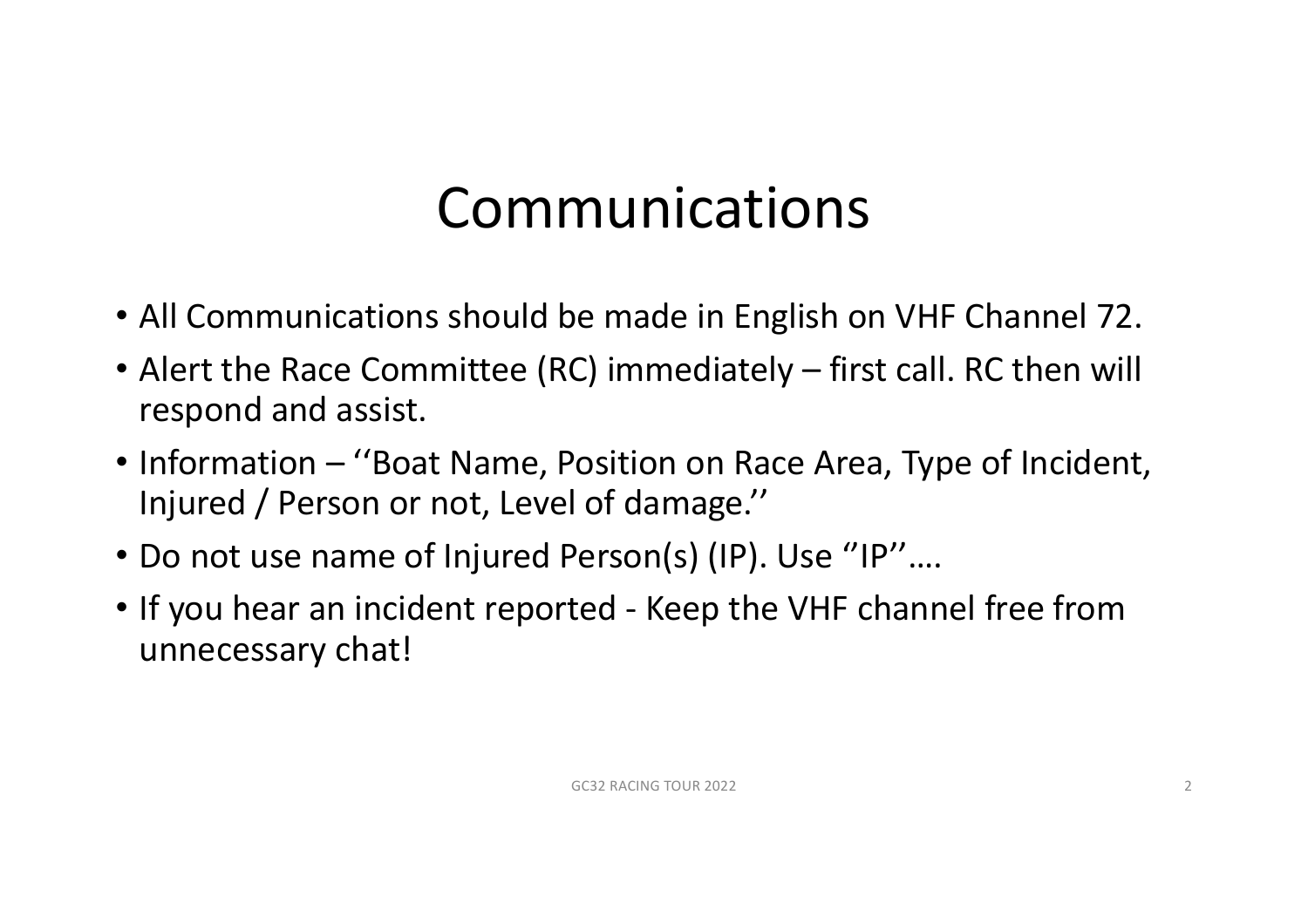# Communications

- All Communications should be made in English on VHF Channel 72.
- Alert the Race Committee (RC) immediately – first call. RC then will respond and assist.
- Information – ‘‘Boat Name, Position on Race Area, Type of Incident, Injured / Person or not, Level of damage.’’
- Do not use name of Injured Person(s) (IP). Use ‘’IP’’….
- If you hear an incident reported - Keep the VHF channel free from unnecessary chat!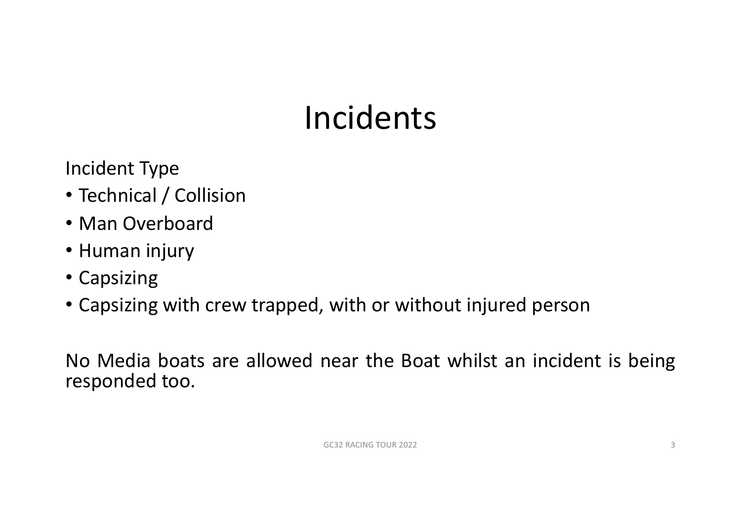# Incidents

Incident Type

- Technical / Collision
- Man Overboard
- Human injury
- Capsizing
- Capsizing with crew trapped, with or without injured person

No Media boats are allowed near the Boat whilst an incident is being responded too.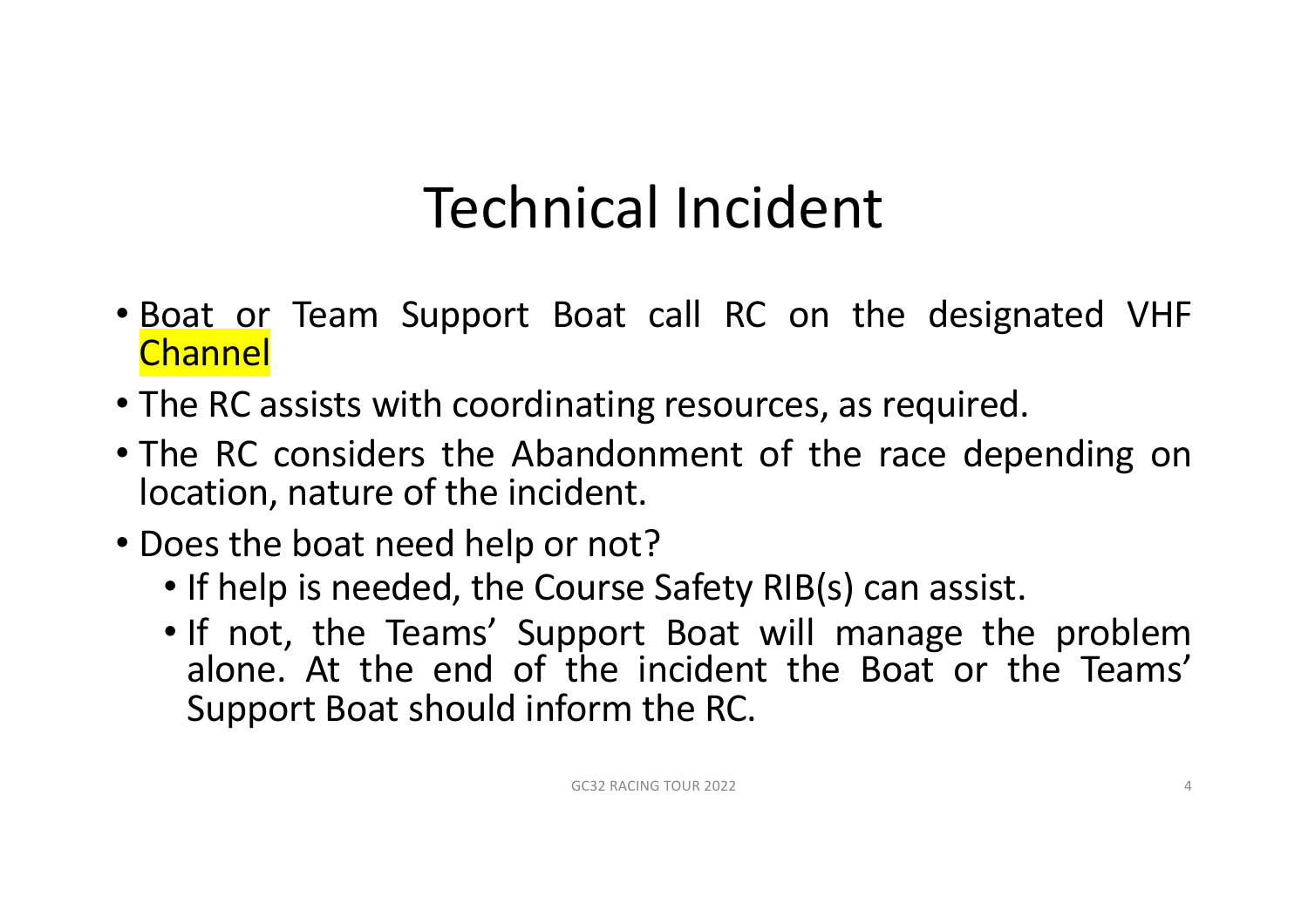# Technical Incident

- Boat or Team Support Boat call RC on the designated VHF Channel
- The RC assists with coordinating resources, as required.
- The RC considers the Abandonment of the race depending on location, nature of the incident.
- Does the boat need help or not?
  - If help is needed, the Course Safety RIB(s) can assist.
  - If not, the Teams' Support Boat will manage the problem alone. At the end of the incident the Boat or the Teams' Support Boat should inform the RC.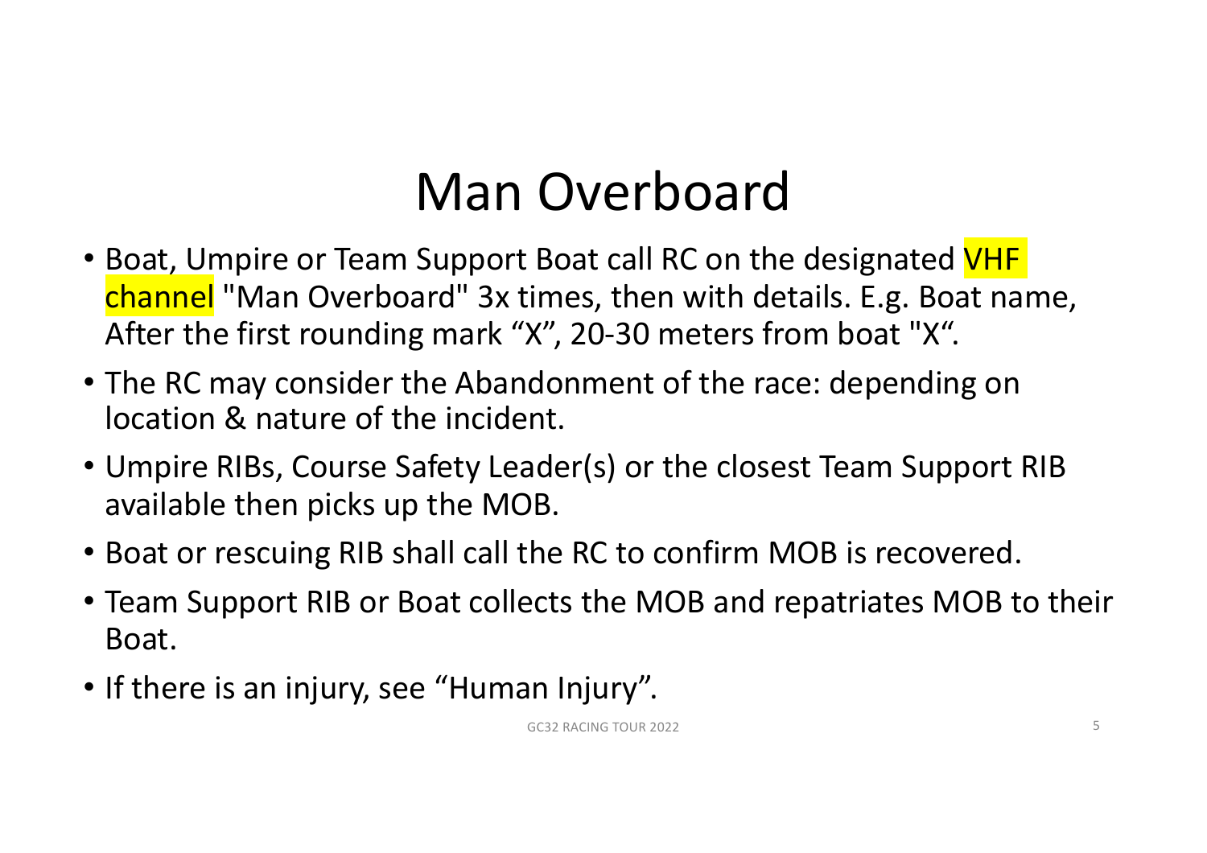# Man Overboard

- Boat, Umpire or Team Support Boat call RC on the designated VHF channel "Man Overboard" 3x times, then with details. E.g. Boat name, After the first rounding mark “X”, 20-30 meters from boat "X“.
- The RC may consider the Abandonment of the race: depending on location & nature of the incident.
- Umpire RIBs, Course Safety Leader(s) or the closest Team Support RIB available then picks up the MOB.
- Boat or rescuing RIB shall call the RC to confirm MOB is recovered.
- Team Support RIB or Boat collects the MOB and repatriates MOB to their Boat.
- If there is an injury, see “Human Injury”.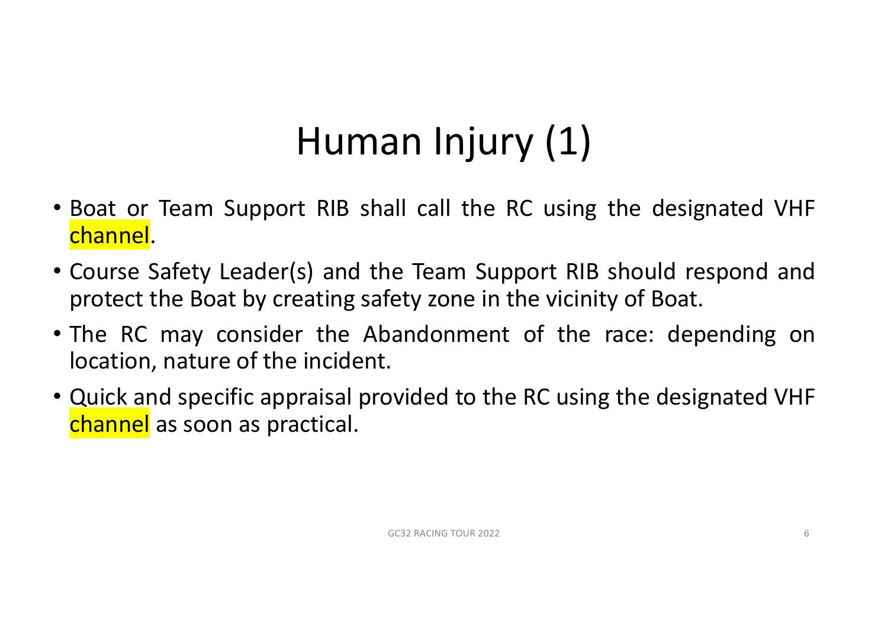# Human Injury (1)

- Boat or Team Support RIB shall call the RC using the designated VHF channel.
- Course Safety Leader(s) and the Team Support RIB should respond and protect the Boat by creating safety zone in the vicinity of Boat.
- The RC may consider the Abandonment of the race: depending on location, nature of the incident.
- Quick and specific appraisal provided to the RC using the designated VHF channel as soon as practical.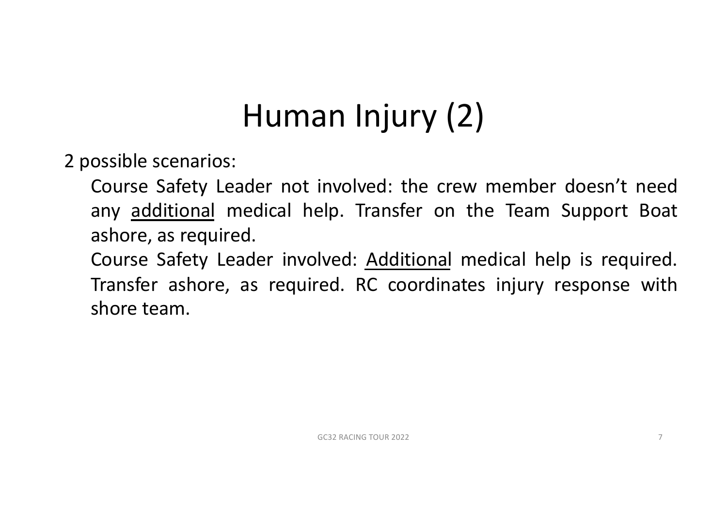# Human Injury (2)

2 possible scenarios:

- Course Safety Leader not involved: the crew member doesn't need any <u>additional</u> medical help. Transfer on the Team Support Boat ashore, as required.
- Course Safety Leader involved: <u>Additional</u> medical help is required. Transfer ashore, as required. RC coordinates injury response with shore team.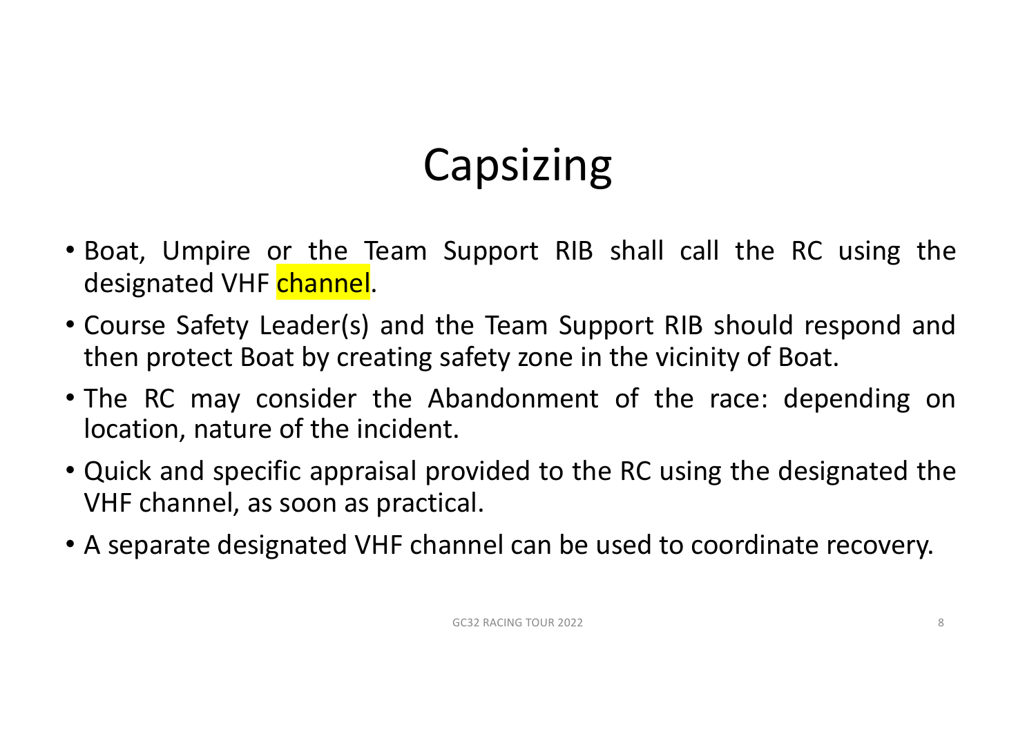# Capsizing

- Boat, Umpire or the Team Support RIB shall call the RC using the designated VHF channel.
- Course Safety Leader(s) and the Team Support RIB should respond and then protect Boat by creating safety zone in the vicinity of Boat.
- The RC may consider the Abandonment of the race: depending on location, nature of the incident.
- Quick and specific appraisal provided to the RC using the designated the VHF channel, as soon as practical.
- A separate designated VHF channel can be used to coordinate recovery.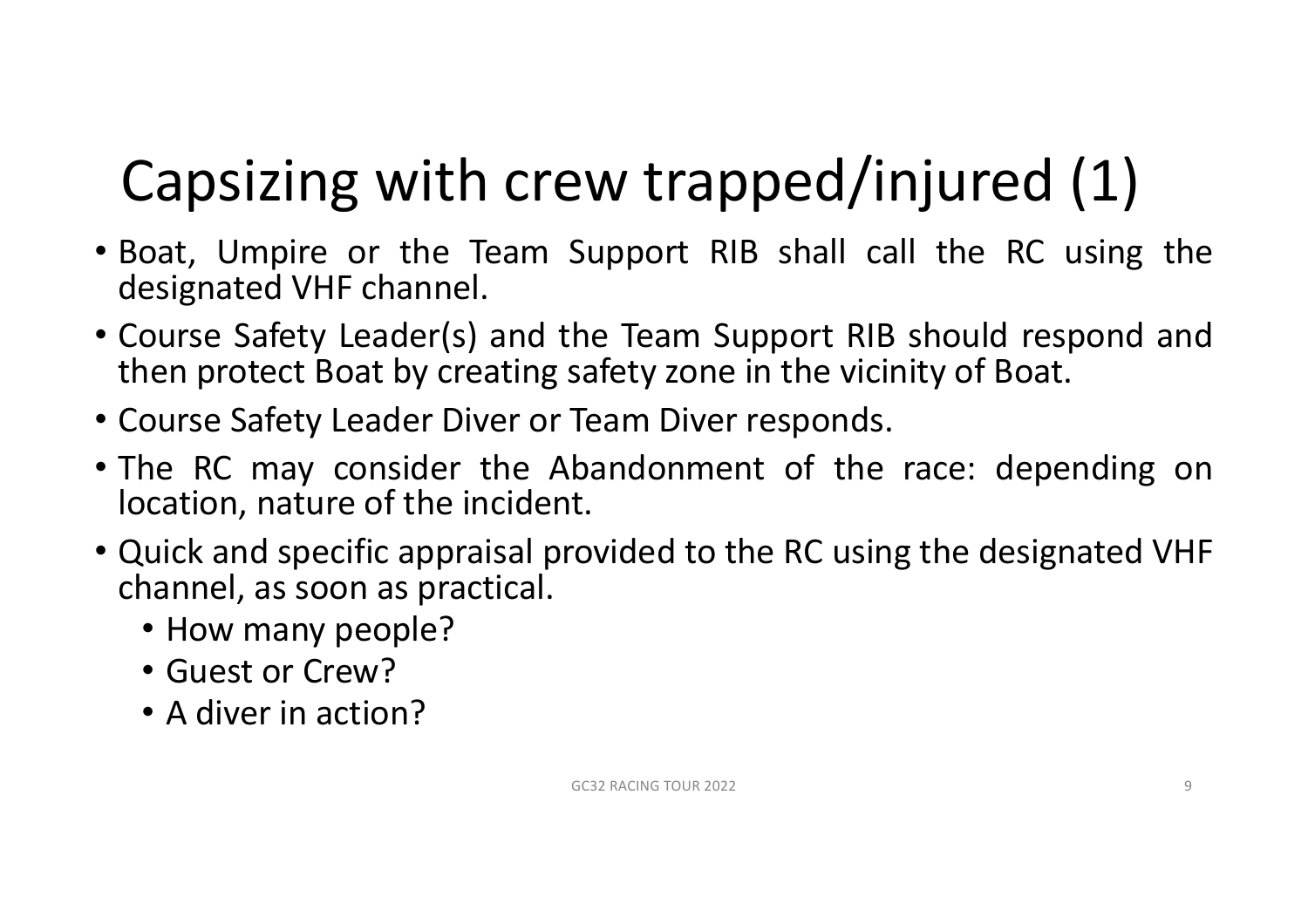# Capsizing with crew trapped/injured (1)

- Boat, Umpire or the Team Support RIB shall call the RC using the designated VHF channel.
- Course Safety Leader(s) and the Team Support RIB should respond and then protect Boat by creating safety zone in the vicinity of Boat.
- Course Safety Leader Diver or Team Diver responds.
- The RC may consider the Abandonment of the race: depending on location, nature of the incident.
- Quick and specific appraisal provided to the RC using the designated VHF channel, as soon as practical.
  - How many people?
  - Guest or Crew?
  - A diver in action?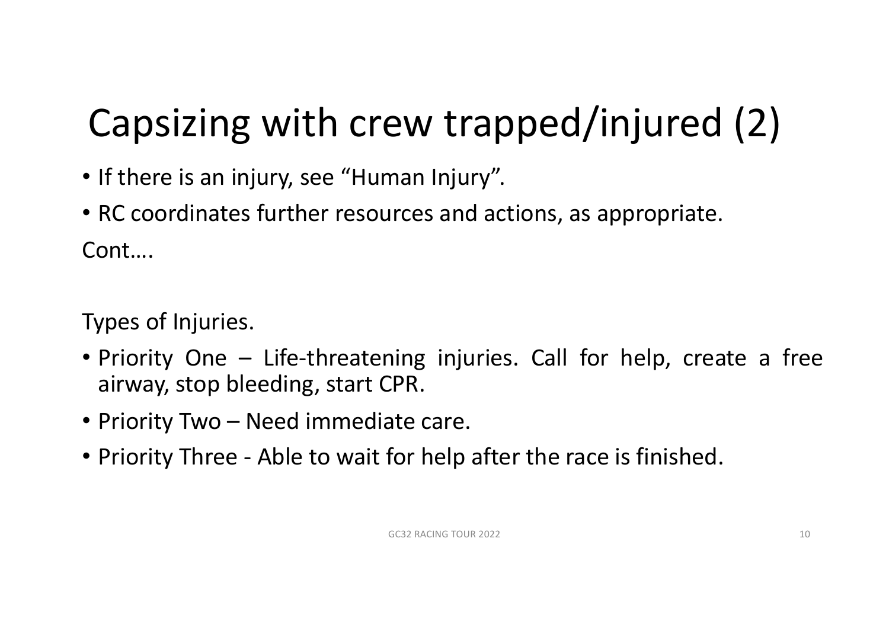# Capsizing with crew trapped/injured (2)

- If there is an injury, see “Human Injury”.
- RC coordinates further resources and actions, as appropriate.

Cont….

Types of Injuries.

- Priority One – Life-threatening injuries. Call for help, create a free airway, stop bleeding, start CPR.
- Priority Two – Need immediate care.
- Priority Three - Able to wait for help after the race is finished.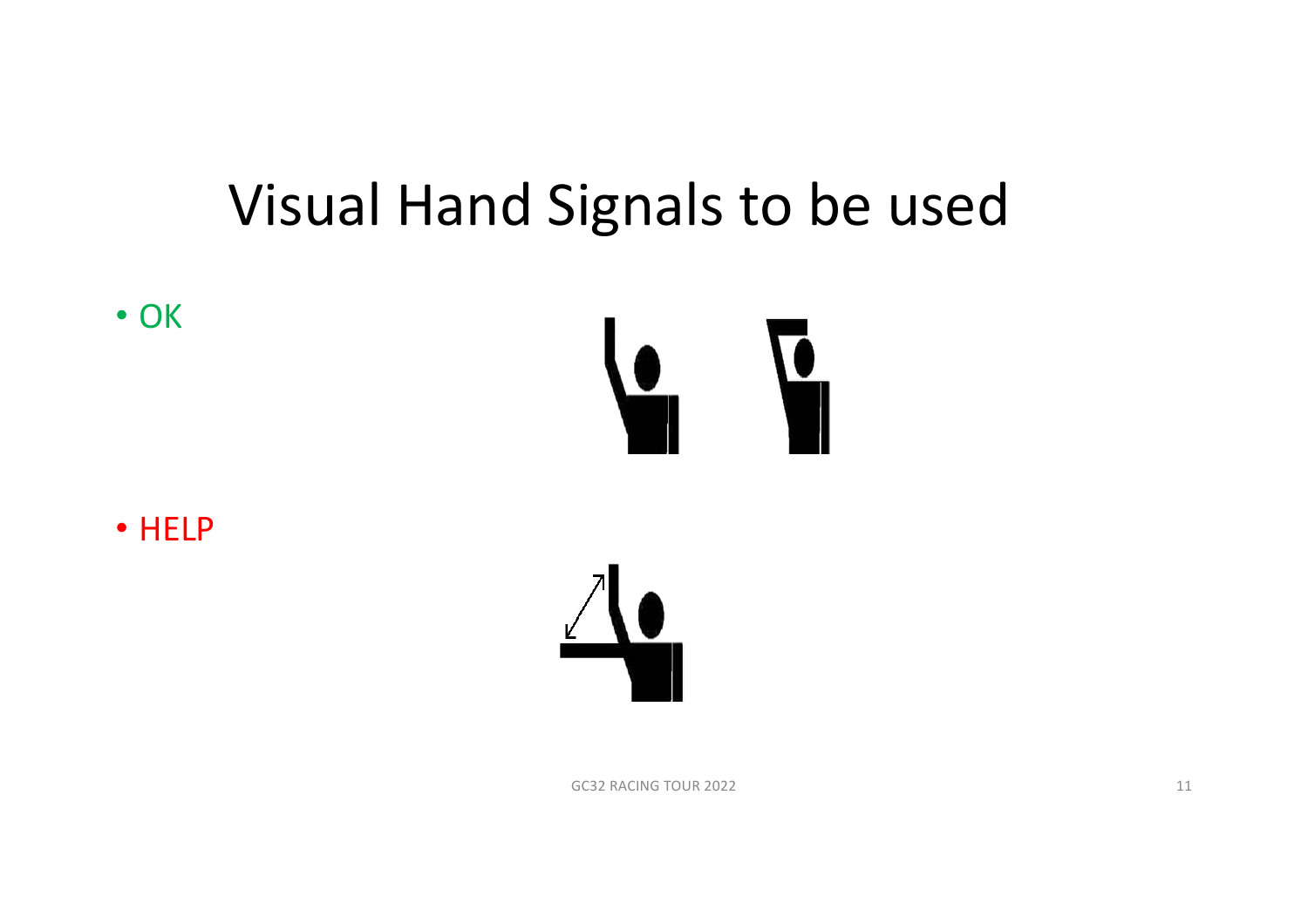# Visual Hand Signals to be used

- OK
- HELP